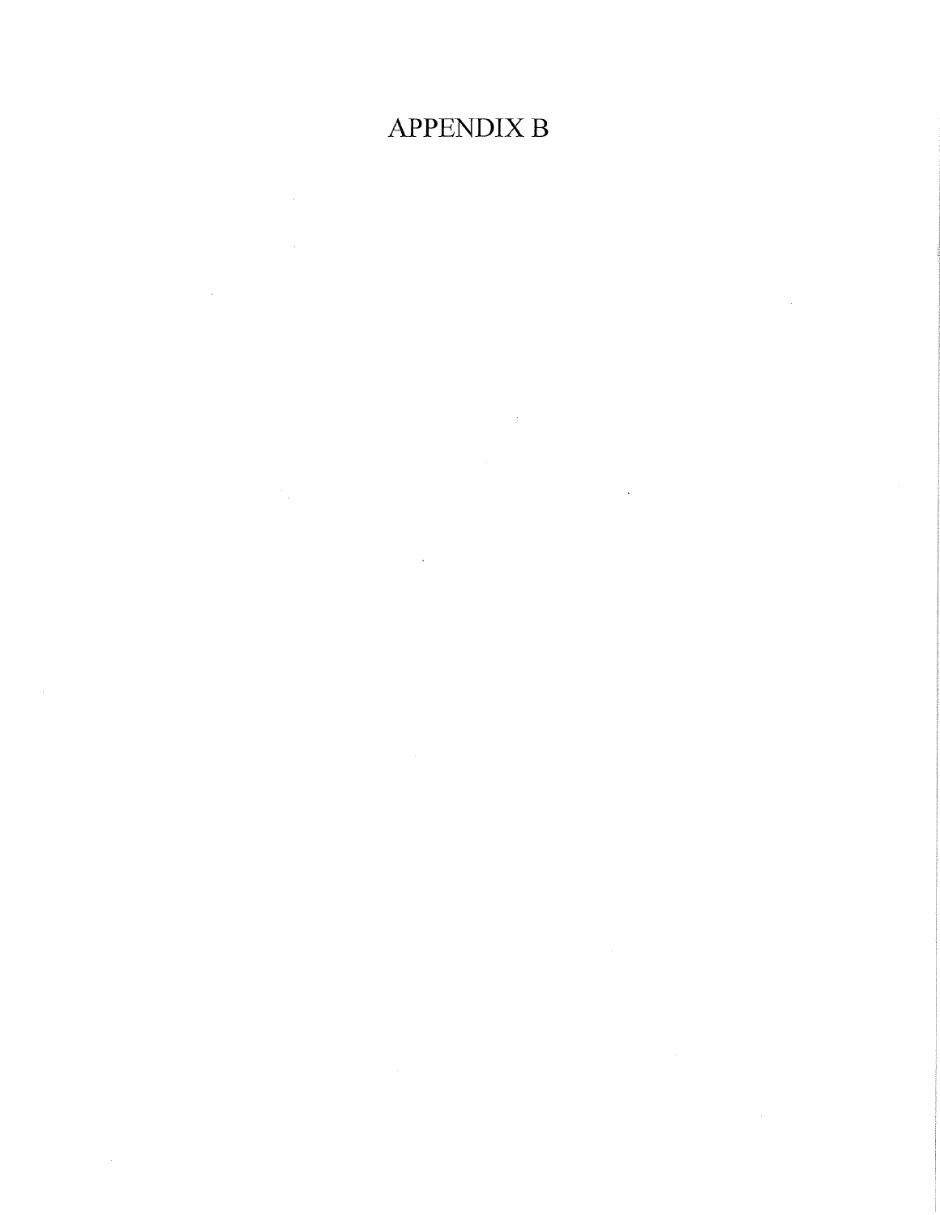# APPENDIX B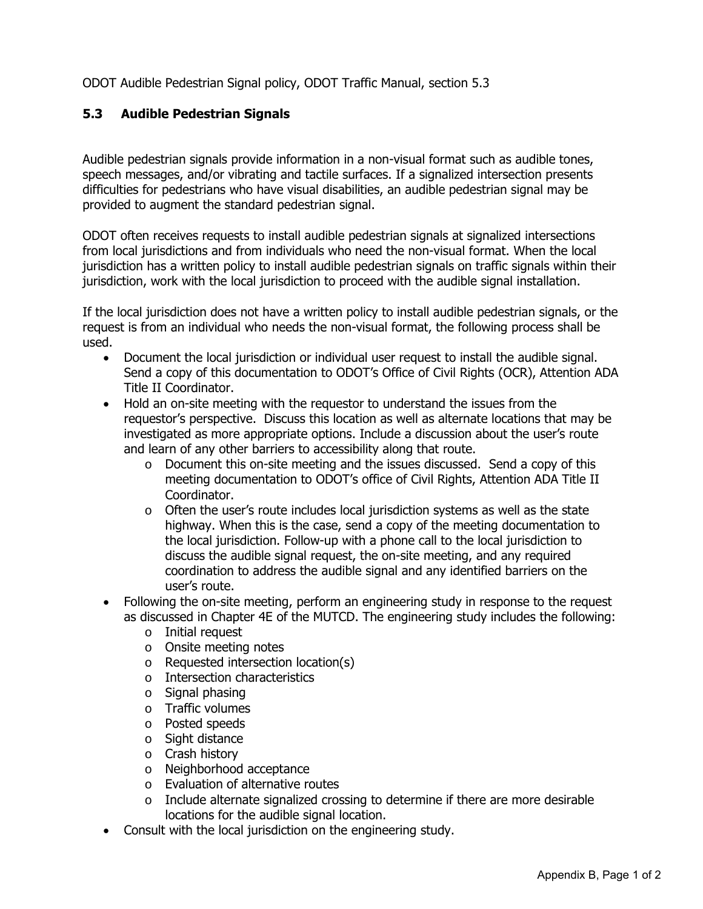ODOT Audible Pedestrian Signal policy, ODOT Traffic Manual, section 5.3

### 5.3 Audible Pedestrian Signals

Audible pedestrian signals provide information in a non-visual format such as audible tones, speech messages, and/or vibrating and tactile surfaces. If a signalized intersection presents difficulties for pedestrians who have visual disabilities, an audible pedestrian signal may be provided to augment the standard pedestrian signal.

ODOT often receives requests to install audible pedestrian signals at signalized intersections from local jurisdictions and from individuals who need the non-visual format. When the local jurisdiction has a written policy to install audible pedestrian signals on traffic signals within their jurisdiction, work with the local jurisdiction to proceed with the audible signal installation.

If the local jurisdiction does not have a written policy to install audible pedestrian signals, or the request is from an individual who needs the non-visual format, the following process shall be used.

- Document the local jurisdiction or individual user request to install the audible signal. Send a copy of this documentation to ODOT's Office of Civil Rights (OCR), Attention ADA Title II Coordinator.
- Hold an on-site meeting with the requestor to understand the issues from the requestor's perspective. Discuss this location as well as alternate locations that may be investigated as more appropriate options. Include a discussion about the user's route and learn of any other barriers to accessibility along that route.
  - Document this on-site meeting and the issues discussed. Send a copy of this meeting documentation to ODOT's office of Civil Rights, Attention ADA Title II Coordinator.
  - Often the user's route includes local jurisdiction systems as well as the state highway. When this is the case, send a copy of the meeting documentation to the local jurisdiction. Follow-up with a phone call to the local jurisdiction to discuss the audible signal request, the on-site meeting, and any required coordination to address the audible signal and any identified barriers on the user's route.
- Following the on-site meeting, perform an engineering study in response to the request as discussed in Chapter 4E of the MUTCD. The engineering study includes the following:
  - Initial request
  - Onsite meeting notes
  - Requested intersection location(s)
  - Intersection characteristics
  - Signal phasing
  - Traffic volumes
  - Posted speeds
  - Sight distance
  - Crash history
  - Neighborhood acceptance
  - Evaluation of alternative routes
  - Include alternate signalized crossing to determine if there are more desirable locations for the audible signal location.
- Consult with the local jurisdiction on the engineering study.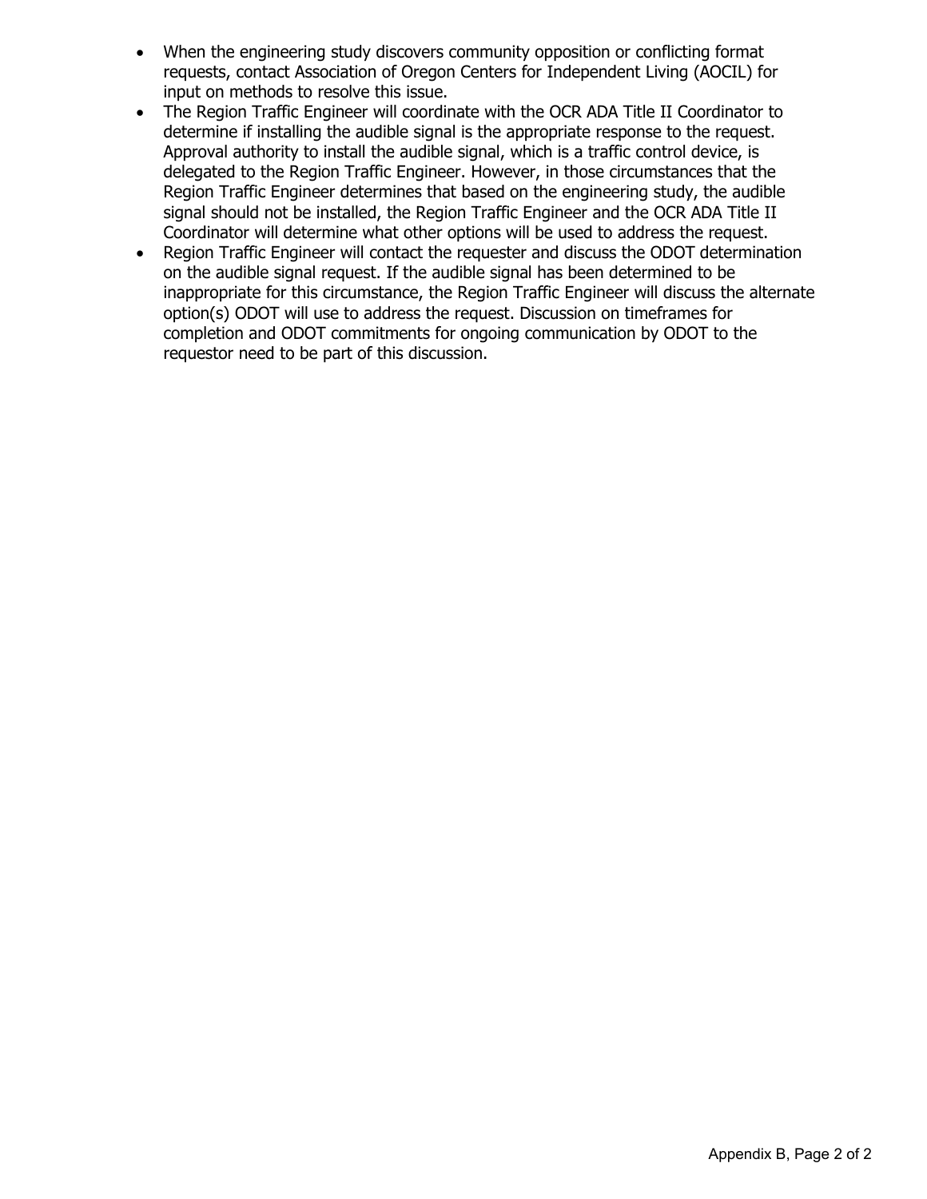- When the engineering study discovers community opposition or conflicting format requests, contact Association of Oregon Centers for Independent Living (AOCIL) for input on methods to resolve this issue.
- The Region Traffic Engineer will coordinate with the OCR ADA Title II Coordinator to determine if installing the audible signal is the appropriate response to the request. Approval authority to install the audible signal, which is a traffic control device, is delegated to the Region Traffic Engineer. However, in those circumstances that the Region Traffic Engineer determines that based on the engineering study, the audible signal should not be installed, the Region Traffic Engineer and the OCR ADA Title II Coordinator will determine what other options will be used to address the request.
- Region Traffic Engineer will contact the requester and discuss the ODOT determination on the audible signal request. If the audible signal has been determined to be inappropriate for this circumstance, the Region Traffic Engineer will discuss the alternate option(s) ODOT will use to address the request. Discussion on timeframes for completion and ODOT commitments for ongoing communication by ODOT to the requestor need to be part of this discussion.